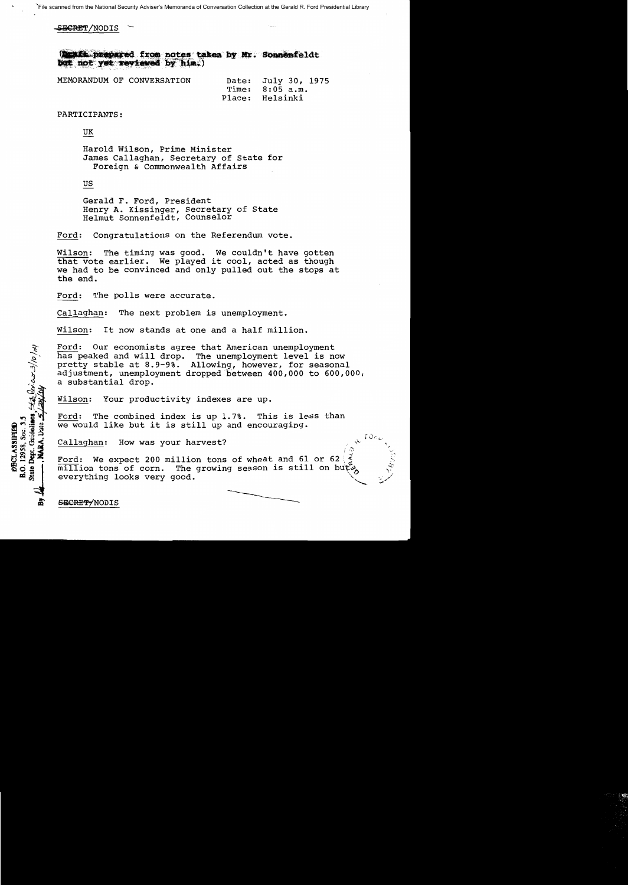File scanned from the National Security Adviser's Memoranda of Conversation Collection at the Gerald R. Ford Presidential Library

~~SECRET~~/NODIS

**(Draft prepared from notes taken by Mr. Sonnenfeldt but not yet reviewed by him.)**

MEMORANDUM OF CONVERSATION

Date: July 30, 1975
Time: 8:05 a.m.
Place: Helsinki

PARTICIPANTS:

UK

Harold Wilson, Prime Minister
James Callaghan, Secretary of State for Foreign & Commonwealth Affairs

US

Gerald F. Ford, President
Henry A. Kissinger, Secretary of State
Helmut Sonnenfeldt, Counselor

Ford: Congratulations on the Referendum vote.

Wilson: The timing was good. We couldn't have gotten that vote earlier. We played it cool, acted as though we had to be convinced and only pulled out the stops at the end.

Ford: The polls were accurate.

Callaghan: The next problem is unemployment.

Wilson: It now stands at one and a half million.

Ford: Our economists agree that American unemployment has peaked and will drop. The unemployment level is now pretty stable at 8.9-9%. Allowing, however, for seasonal adjustment, unemployment dropped between 400,000 to 600,000, a substantial drop.

Wilson: Your productivity indexes are up.

Ford: The combined index is up 1.7%. This is less than we would like but it is still up and encouraging.

Callaghan: How was your harvest?

Ford: We expect 200 million tons of wheat and 61 or 62 million tons of corn. The growing season is still on but everything looks very good.

DECLASSIFIED
E.O. 12958, Sec. 3.5
State Dept. Guidelines
By ___, NARA, Date ___

~~SECRET~~/NODIS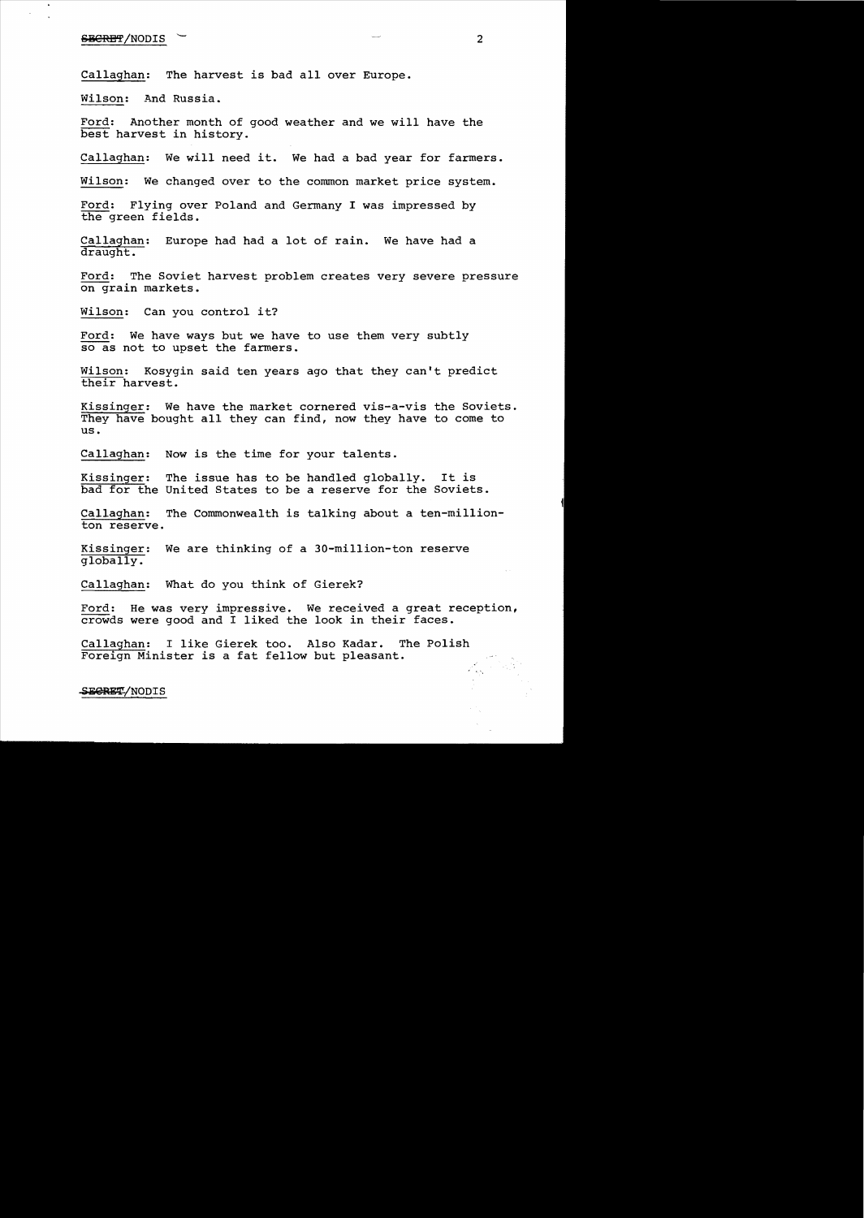Callaghan: The harvest is bad all over Europe.

Wilson: And Russia.

Ford: Another month of good weather and we will have the best harvest in history.

Callaghan: We will need it. We had a bad year for farmers.

Wilson: We changed over to the common market price system.

Ford: Flying over Poland and Germany I was impressed by the green fields.

Callaghan: Europe had had a lot of rain. We have had a draught.

Ford: The Soviet harvest problem creates very severe pressure on grain markets.

Wilson: Can you control it?

Ford: We have ways but we have to use them very subtly so as not to upset the farmers.

Wilson: Kosygin said ten years ago that they can't predict their harvest.

Kissinger: We have the market cornered vis-a-vis the Soviets. They have bought all they can find, now they have to come to us.

Callaghan: Now is the time for your talents.

Kissinger: The issue has to be handled globally. It is bad for the United States to be a reserve for the Soviets.

Callaghan: The Commonwealth is talking about a ten-million-ton reserve.

Kissinger: We are thinking of a 30-million-ton reserve globally.

Callaghan: What do you think of Gierek?

Ford: He was very impressive. We received a great reception, crowds were good and I liked the look in their faces.

Callaghan: I like Gierek too. Also Kadar. The Polish Foreign Minister is a fat fellow but pleasant.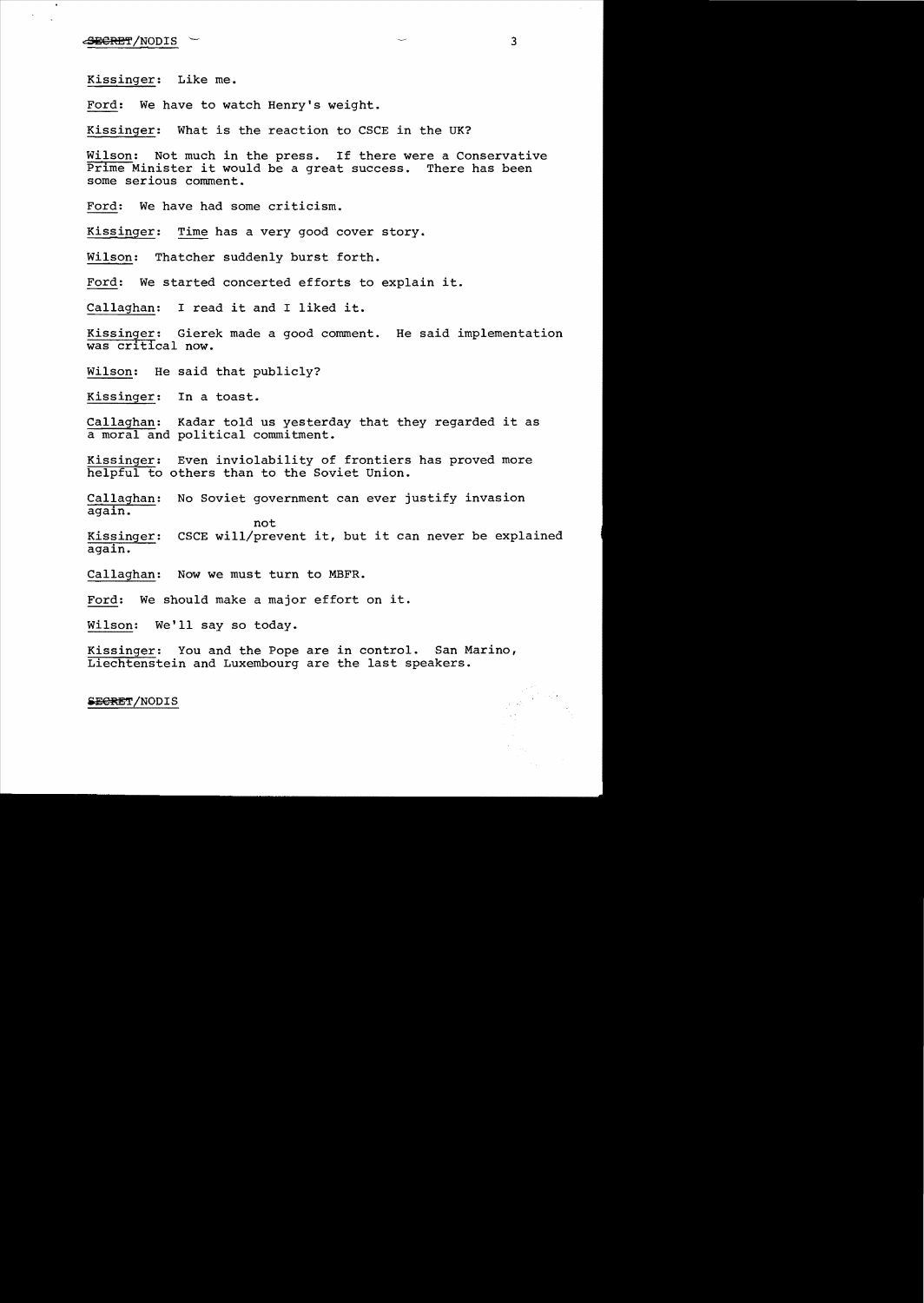Kissinger: Like me.

Ford: We have to watch Henry's weight.

Kissinger: What is the reaction to CSCE in the UK?

Wilson: Not much in the press. If there were a Conservative Prime Minister it would be a great success. There has been some serious comment.

Ford: We have had some criticism.

Kissinger: *Time* has a very good cover story.

Wilson: Thatcher suddenly burst forth.

Ford: We started concerted efforts to explain it.

Callaghan: I read it and I liked it.

Kissinger: Gierek made a good comment. He said implementation was critical now.

Wilson: He said that publicly?

Kissinger: In a toast.

Callaghan: Kadar told us yesterday that they regarded it as a moral and political commitment.

Kissinger: Even inviolability of frontiers has proved more helpful to others than to the Soviet Union.

Callaghan: No Soviet government can ever justify invasion again.

Kissinger: CSCE will/not prevent it, but it can never be explained again.

Callaghan: Now we must turn to MBFR.

Ford: We should make a major effort on it.

Wilson: We'll say so today.

Kissinger: You and the Pope are in control. San Marino, Liechtenstein and Luxembourg are the last speakers.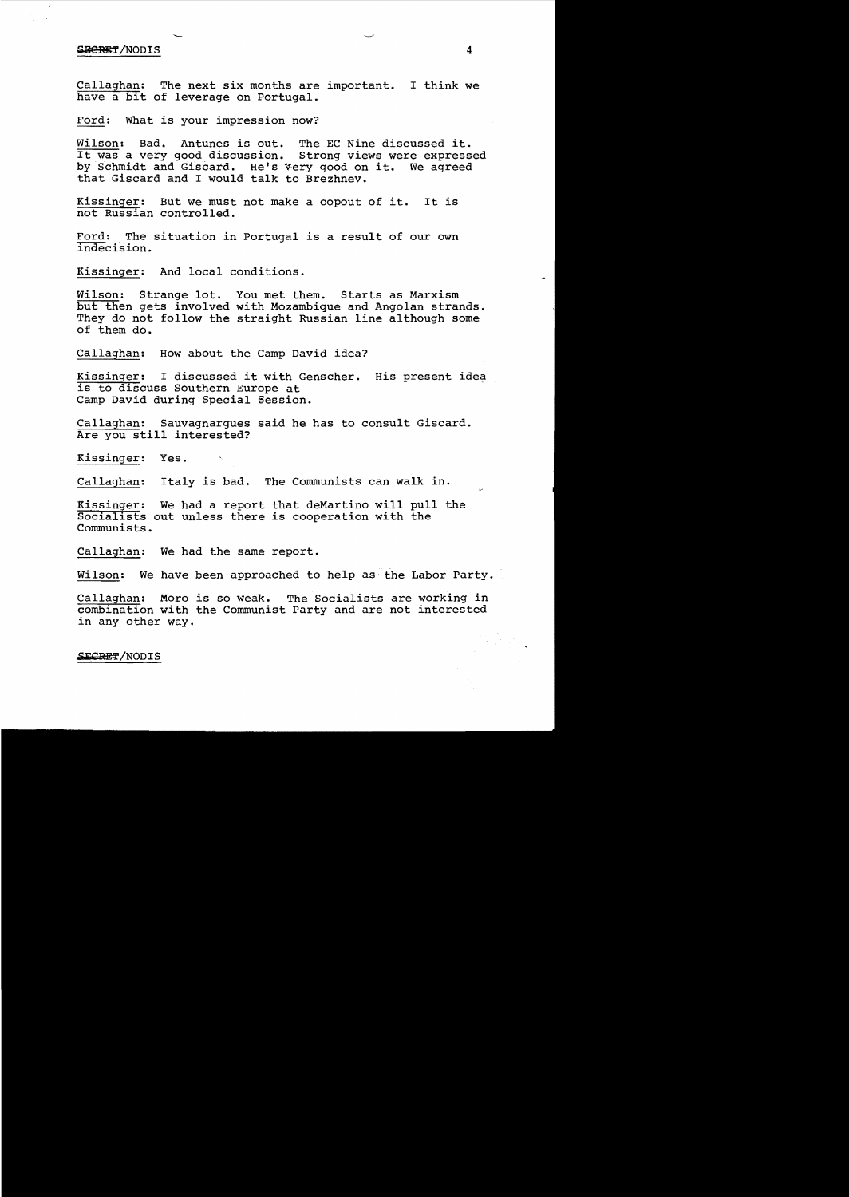Callaghan: The next six months are important. I think we have a bit of leverage on Portugal.

Ford: What is your impression now?

Wilson: Bad. Antunes is out. The EC Nine discussed it. It was a very good discussion. Strong views were expressed by Schmidt and Giscard. He's very good on it. We agreed that Giscard and I would talk to Brezhnev.

Kissinger: But we must not make a copout of it. It is not Russian controlled.

Ford: The situation in Portugal is a result of our own indecision.

Kissinger: And local conditions.

Wilson: Strange lot. You met them. Starts as Marxism but then gets involved with Mozambique and Angolan strands. They do not follow the straight Russian line although some of them do.

Callaghan: How about the Camp David idea?

Kissinger: I discussed it with Genscher. His present idea is to discuss Southern Europe at Camp David during Special Session.

Callaghan: Sauvagnargues said he has to consult Giscard. Are you still interested?

Kissinger: Yes.

Callaghan: Italy is bad. The Communists can walk in.

Kissinger: We had a report that deMartino will pull the Socialists out unless there is cooperation with the Communists.

Callaghan: We had the same report.

Wilson: We have been approached to help as the Labor Party.

Callaghan: Moro is so weak. The Socialists are working in combination with the Communist Party and are not interested in any other way.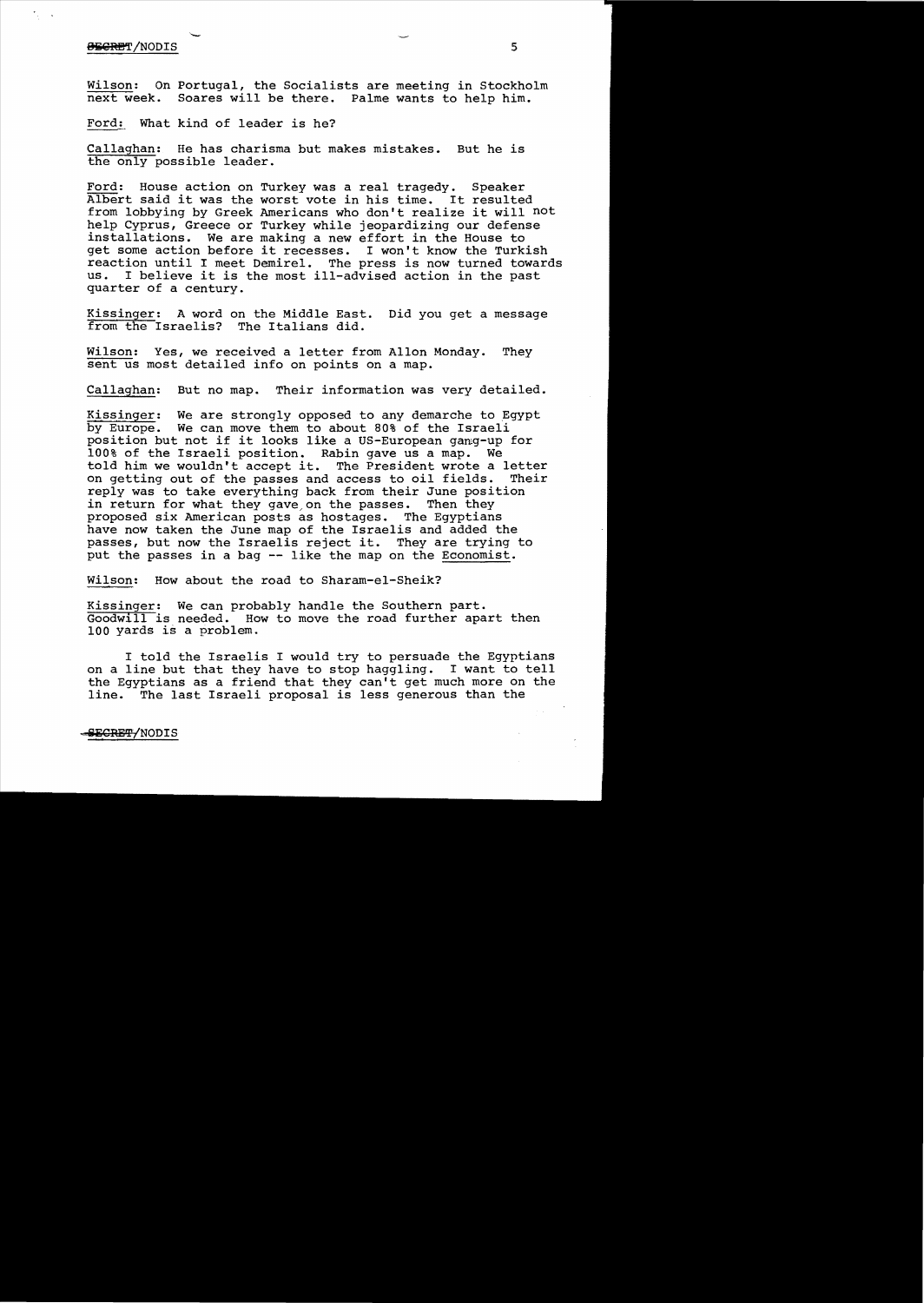Wilson: On Portugal, the Socialists are meeting in Stockholm next week. Soares will be there. Palme wants to help him.

Ford: What kind of leader is he?

Callaghan: He has charisma but makes mistakes. But he is the only possible leader.

Ford: House action on Turkey was a real tragedy. Speaker Albert said it was the worst vote in his time. It resulted from lobbying by Greek Americans who don't realize it will not help Cyprus, Greece or Turkey while jeopardizing our defense installations. We are making a new effort in the House to get some action before it recesses. I won't know the Turkish reaction until I meet Demirel. The press is now turned towards us. I believe it is the most ill-advised action in the past quarter of a century.

Kissinger: A word on the Middle East. Did you get a message from the Israelis? The Italians did.

Wilson: Yes, we received a letter from Allon Monday. They sent us most detailed info on points on a map.

Callaghan: But no map. Their information was very detailed.

Kissinger: We are strongly opposed to any demarche to Egypt by Europe. We can move them to about 80% of the Israeli position but not if it looks like a US-European gang-up for 100% of the Israeli position. Rabin gave us a map. We told him we wouldn't accept it. The President wrote a letter on getting out of the passes and access to oil fields. Their reply was to take everything back from their June position in return for what they gave on the passes. Then they proposed six American posts as hostages. The Egyptians have now taken the June map of the Israelis and added the passes, but now the Israelis reject it. They are trying to put the passes in a bag -- like the map on the Economist.

Wilson: How about the road to Sharam-el-Sheik?

Kissinger: We can probably handle the Southern part. Goodwill is needed. How to move the road further apart then 100 yards is a problem.

I told the Israelis I would try to persuade the Egyptians on a line but that they have to stop haggling. I want to tell the Egyptians as a friend that they can't get much more on the line. The last Israeli proposal is less generous than the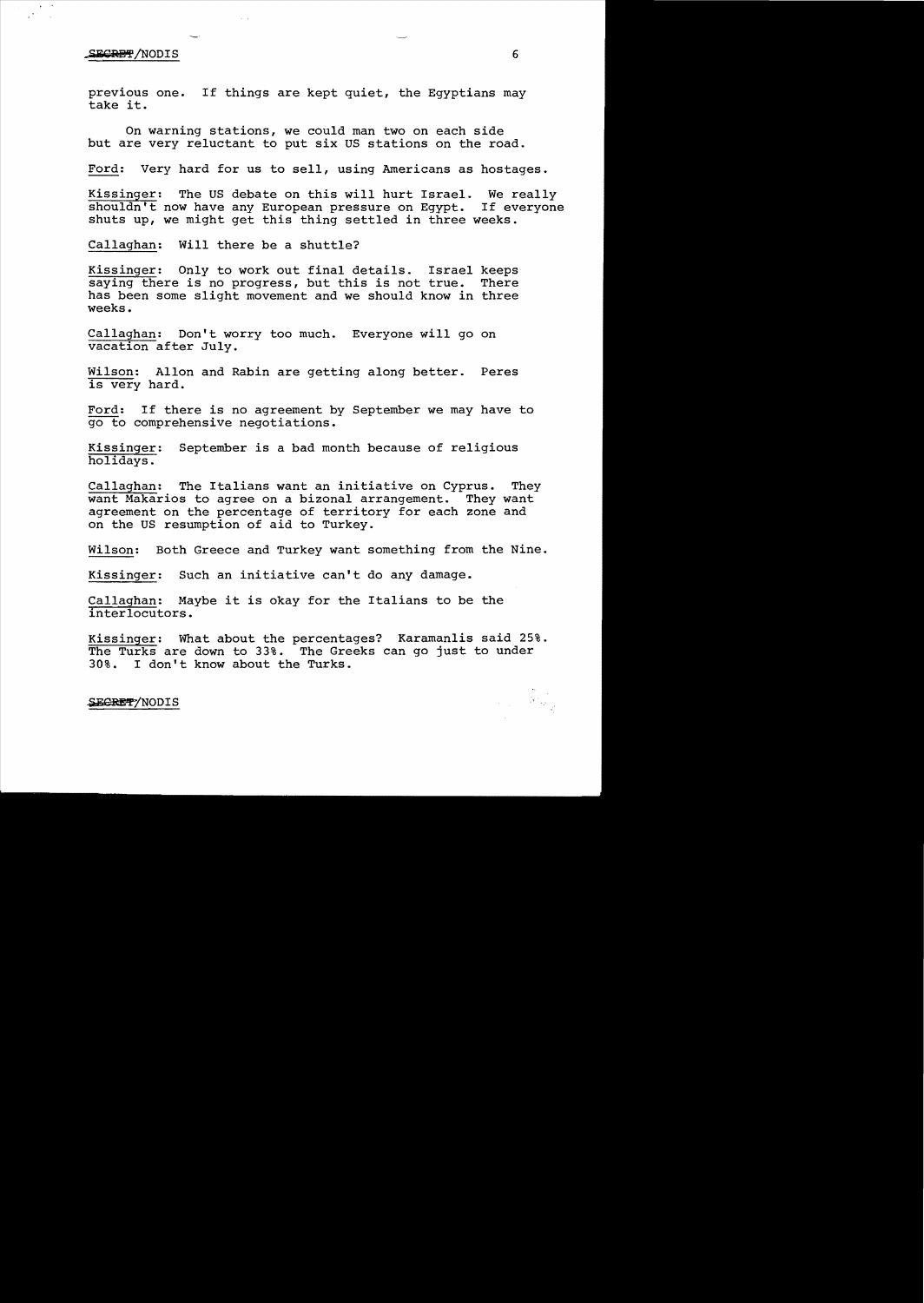previous one. If things are kept quiet, the Egyptians may take it.

On warning stations, we could man two on each side but are very reluctant to put six US stations on the road.

Ford: Very hard for us to sell, using Americans as hostages.

Kissinger: The US debate on this will hurt Israel. We really shouldn't now have any European pressure on Egypt. If everyone shuts up, we might get this thing settled in three weeks.

Callaghan: Will there be a shuttle?

Kissinger: Only to work out final details. Israel keeps saying there is no progress, but this is not true. There has been some slight movement and we should know in three weeks.

Callaghan: Don't worry too much. Everyone will go on vacation after July.

Wilson: Allon and Rabin are getting along better. Peres is very hard.

Ford: If there is no agreement by September we may have to go to comprehensive negotiations.

Kissinger: September is a bad month because of religious holidays.

Callaghan: The Italians want an initiative on Cyprus. They want Makarios to agree on a bizonal arrangement. They want agreement on the percentage of territory for each zone and on the US resumption of aid to Turkey.

Wilson: Both Greece and Turkey want something from the Nine.

Kissinger: Such an initiative can't do any damage.

Callaghan: Maybe it is okay for the Italians to be the interlocutors.

Kissinger: What about the percentages? Karamanlis said 25%. The Turks are down to 33%. The Greeks can go just to under 30%. I don't know about the Turks.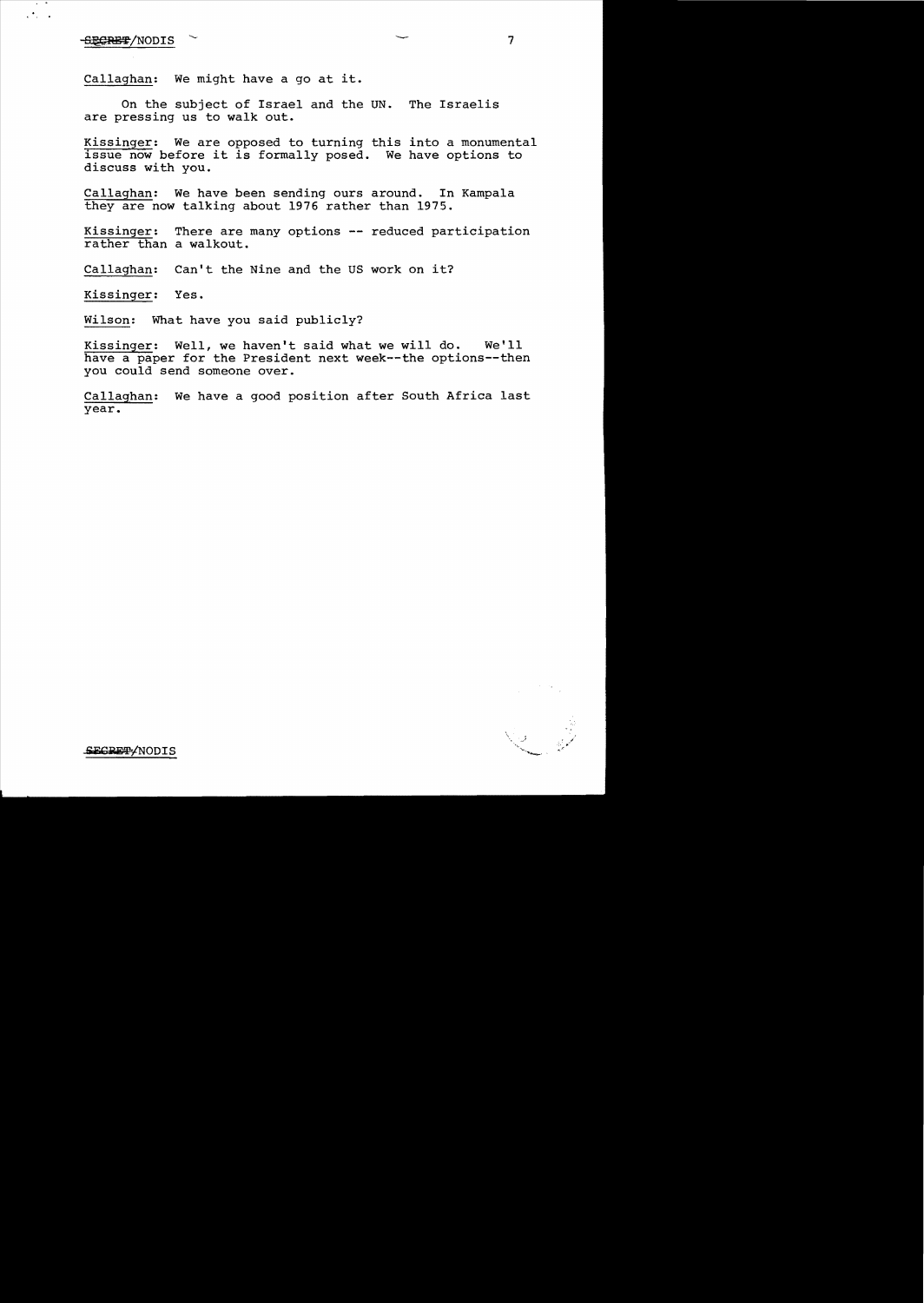Callaghan: We might have a go at it.

On the subject of Israel and the UN. The Israelis are pressing us to walk out.

Kissinger: We are opposed to turning this into a monumental issue now before it is formally posed. We have options to discuss with you.

Callaghan: We have been sending ours around. In Kampala they are now talking about 1976 rather than 1975.

Kissinger: There are many options -- reduced participation rather than a walkout.

Callaghan: Can't the Nine and the US work on it?

Kissinger: Yes.

Wilson: What have you said publicly?

Kissinger: Well, we haven't said what we will do. We'll have a paper for the President next week--the options--then you could send someone over.

Callaghan: We have a good position after South Africa last year.